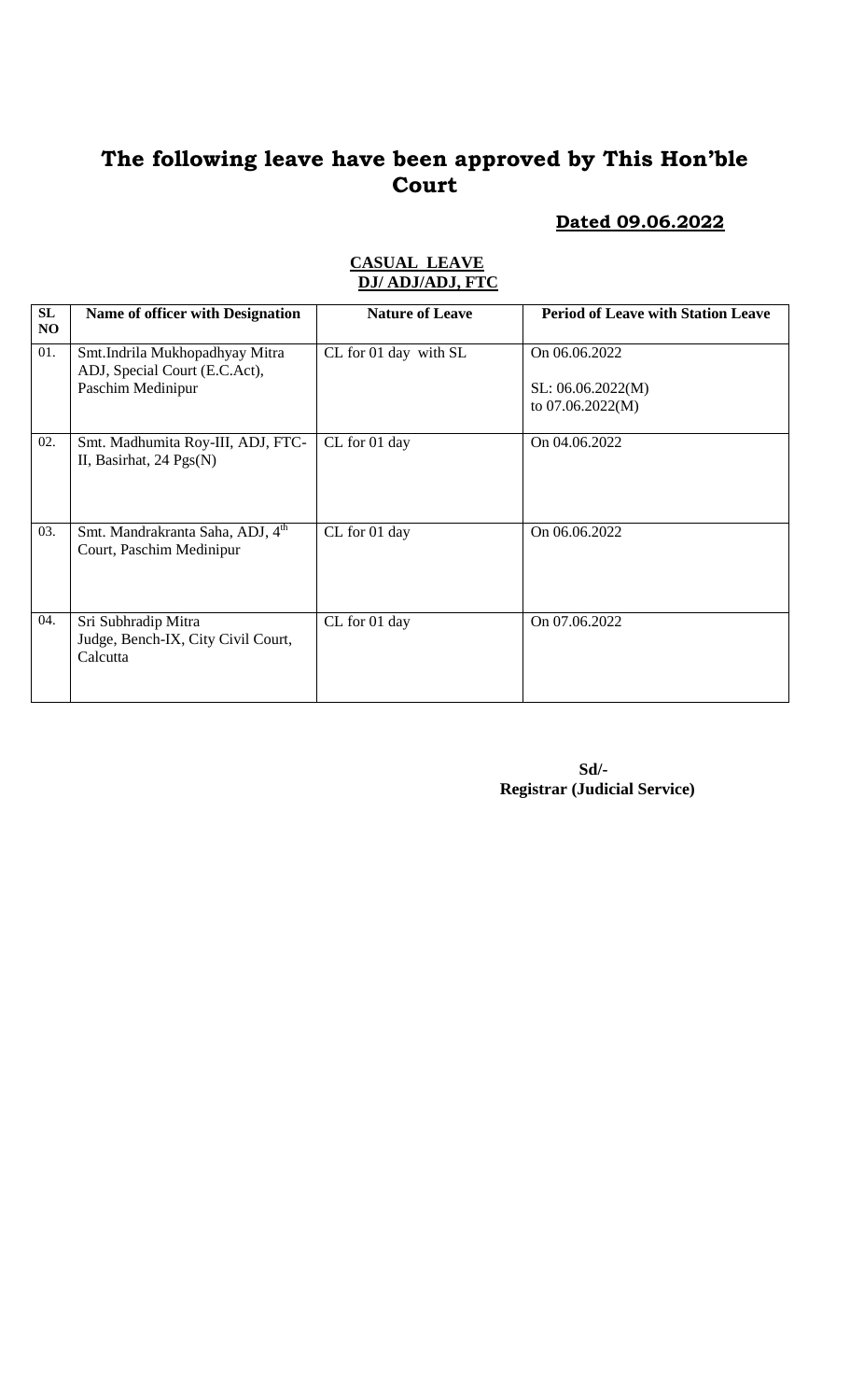# The following leave have been approved by This Hon'ble Court

**Dated 09.06.2022**

**CASUAL LEAVE**
**DJ/ ADJ/ADJ, FTC**

| SL NO | Name of officer with Designation | Nature of Leave | Period of Leave with Station Leave |
|---|---|---|---|
| 01. | Smt.Indrila Mukhopadhyay Mitra ADJ, Special Court (E.C.Act), Paschim Medinipur | CL for 01 day with SL | On 06.06.2022<br><br>SL: 06.06.2022(M) to 07.06.2022(M) |
| 02. | Smt. Madhumita Roy-III, ADJ, FTC-II, Basirhat, 24 Pgs(N) | CL for 01 day | On 04.06.2022 |
| 03. | Smt. Mandrakranta Saha, ADJ, 4th Court, Paschim Medinipur | CL for 01 day | On 06.06.2022 |
| 04. | Sri Subhradip Mitra Judge, Bench-IX, City Civil Court, Calcutta | CL for 01 day | On 07.06.2022 |

**Sd/-**
**Registrar (Judicial Service)**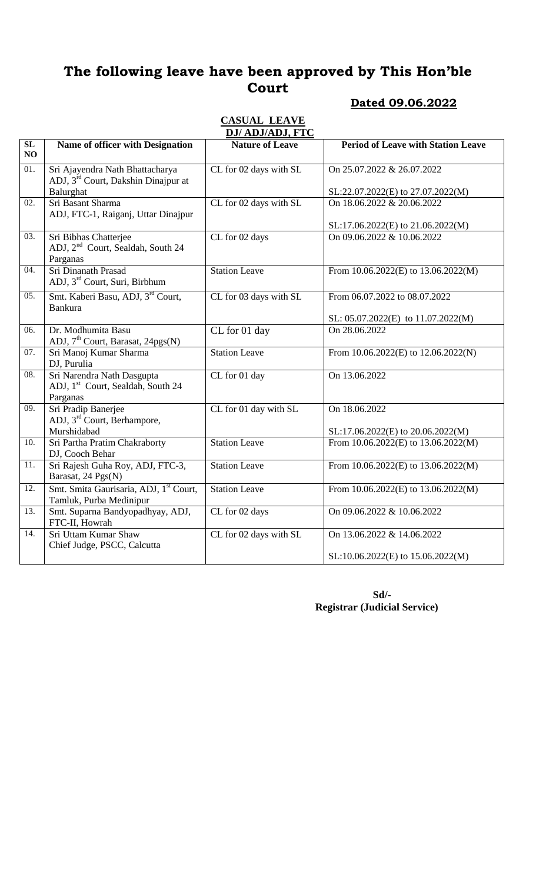# The following leave have been approved by This Hon'ble Court

**Dated 09.06.2022**

**CASUAL LEAVE**

**DJ/ ADJ/ADJ, FTC**

| SL NO | Name of officer with Designation | Nature of Leave | Period of Leave with Station Leave |
|---|---|---|---|
| 01. | Sri Ajayendra Nath Bhattacharya ADJ, 3rd Court, Dakshin Dinajpur at Balurghat | CL for 02 days with SL | On 25.07.2022 & 26.07.2022<br><br>SL:22.07.2022(E) to 27.07.2022(M) |
| 02. | Sri Basant Sharma ADJ, FTC-1, Raiganj, Uttar Dinajpur | CL for 02 days with SL | On 18.06.2022 & 20.06.2022<br><br>SL:17.06.2022(E) to 21.06.2022(M) |
| 03. | Sri Bibhas Chatterjee ADJ, 2nd Court, Sealdah, South 24 Parganas | CL for 02 days | On 09.06.2022 & 10.06.2022 |
| 04. | Sri Dinanath Prasad ADJ, 3rd Court, Suri, Birbhum | Station Leave | From 10.06.2022(E) to 13.06.2022(M) |
| 05. | Smt. Kaberi Basu, ADJ, 3rd Court, Bankura | CL for 03 days with SL | From 06.07.2022 to 08.07.2022<br><br>SL: 05.07.2022(E) to 11.07.2022(M) |
| 06. | Dr. Modhumita Basu ADJ, 7th Court, Barasat, 24pgs(N) | CL for 01 day | On 28.06.2022 |
| 07. | Sri Manoj Kumar Sharma DJ, Purulia | Station Leave | From 10.06.2022(E) to 12.06.2022(N) |
| 08. | Sri Narendra Nath Dasgupta ADJ, 1st Court, Sealdah, South 24 Parganas | CL for 01 day | On 13.06.2022 |
| 09. | Sri Pradip Banerjee ADJ, 3rd Court, Berhampore, Murshidabad | CL for 01 day with SL | On 18.06.2022<br><br>SL:17.06.2022(E) to 20.06.2022(M) |
| 10. | Sri Partha Pratim Chakraborty DJ, Cooch Behar | Station Leave | From 10.06.2022(E) to 13.06.2022(M) |
| 11. | Sri Rajesh Guha Roy, ADJ, FTC-3, Barasat, 24 Pgs(N) | Station Leave | From 10.06.2022(E) to 13.06.2022(M) |
| 12. | Smt. Smita Gaurisaria, ADJ, 1st Court, Tamluk, Purba Medinipur | Station Leave | From 10.06.2022(E) to 13.06.2022(M) |
| 13. | Smt. Suparna Bandyopadhyay, ADJ, FTC-II, Howrah | CL for 02 days | On 09.06.2022 & 10.06.2022 |
| 14. | Sri Uttam Kumar Shaw Chief Judge, PSCC, Calcutta | CL for 02 days with SL | On 13.06.2022 & 14.06.2022<br><br>SL:10.06.2022(E) to 15.06.2022(M) |

**Sd/-**
**Registrar (Judicial Service)**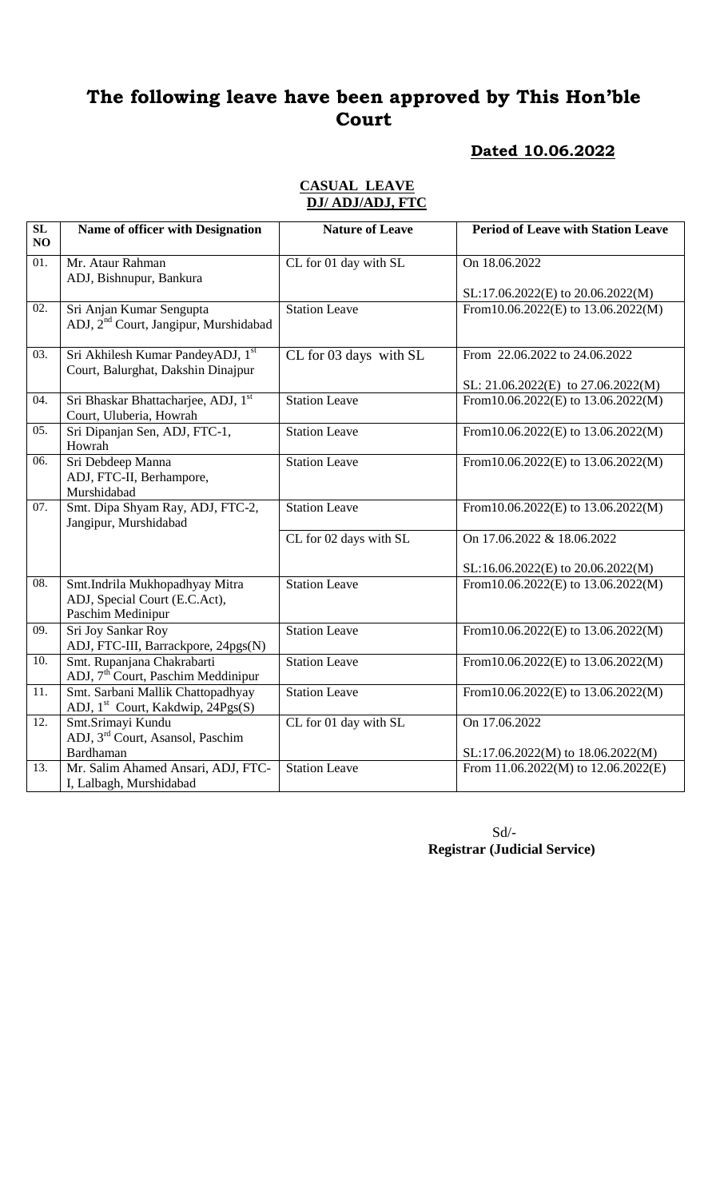# The following leave have been approved by This Hon'ble Court

**Dated 10.06.2022**

**CASUAL LEAVE**
**DJ/ ADJ/ADJ, FTC**

| SL NO | Name of officer with Designation | Nature of Leave | Period of Leave with Station Leave |
|---|---|---|---|
| 01. | Mr. Ataur Rahman ADJ, Bishnupur, Bankura | CL for 01 day with SL | On 18.06.2022<br><br>SL:17.06.2022(E) to 20.06.2022(M) |
| 02. | Sri Anjan Kumar Sengupta ADJ, 2nd Court, Jangipur, Murshidabad | Station Leave | From10.06.2022(E) to 13.06.2022(M) |
| 03. | Sri Akhilesh Kumar PandeyADJ, 1st Court, Balurghat, Dakshin Dinajpur | CL for 03 days with SL | From 22.06.2022 to 24.06.2022<br><br>SL: 21.06.2022(E) to 27.06.2022(M) |
| 04. | Sri Bhaskar Bhattacharjee, ADJ, 1st Court, Uluberia, Howrah | Station Leave | From10.06.2022(E) to 13.06.2022(M) |
| 05. | Sri Dipanjan Sen, ADJ, FTC-1, Howrah | Station Leave | From10.06.2022(E) to 13.06.2022(M) |
| 06. | Sri Debdeep Manna ADJ, FTC-II, Berhampore, Murshidabad | Station Leave | From10.06.2022(E) to 13.06.2022(M) |
| 07. | Smt. Dipa Shyam Ray, ADJ, FTC-2, Jangipur, Murshidabad | Station Leave | From10.06.2022(E) to 13.06.2022(M) |
| | | CL for 02 days with SL | On 17.06.2022 & 18.06.2022<br><br>SL:16.06.2022(E) to 20.06.2022(M) |
| 08. | Smt.Indrila Mukhopadhyay Mitra ADJ, Special Court (E.C.Act), Paschim Medinipur | Station Leave | From10.06.2022(E) to 13.06.2022(M) |
| 09. | Sri Joy Sankar Roy ADJ, FTC-III, Barrackpore, 24pgs(N) | Station Leave | From10.06.2022(E) to 13.06.2022(M) |
| 10. | Smt. Rupanjana Chakrabarti ADJ, 7th Court, Paschim Meddinipur | Station Leave | From10.06.2022(E) to 13.06.2022(M) |
| 11. | Smt. Sarbani Mallik Chattopadhyay ADJ, 1st Court, Kakdwip, 24Pgs(S) | Station Leave | From10.06.2022(E) to 13.06.2022(M) |
| 12. | Smt.Srimayi Kundu ADJ, 3rd Court, Asansol, Paschim Bardhaman | CL for 01 day with SL | On 17.06.2022<br><br>SL:17.06.2022(M) to 18.06.2022(M) |
| 13. | Mr. Salim Ahamed Ansari, ADJ, FTC-I, Lalbagh, Murshidabad | Station Leave | From 11.06.2022(M) to 12.06.2022(E) |

Sd/-
**Registrar (Judicial Service)**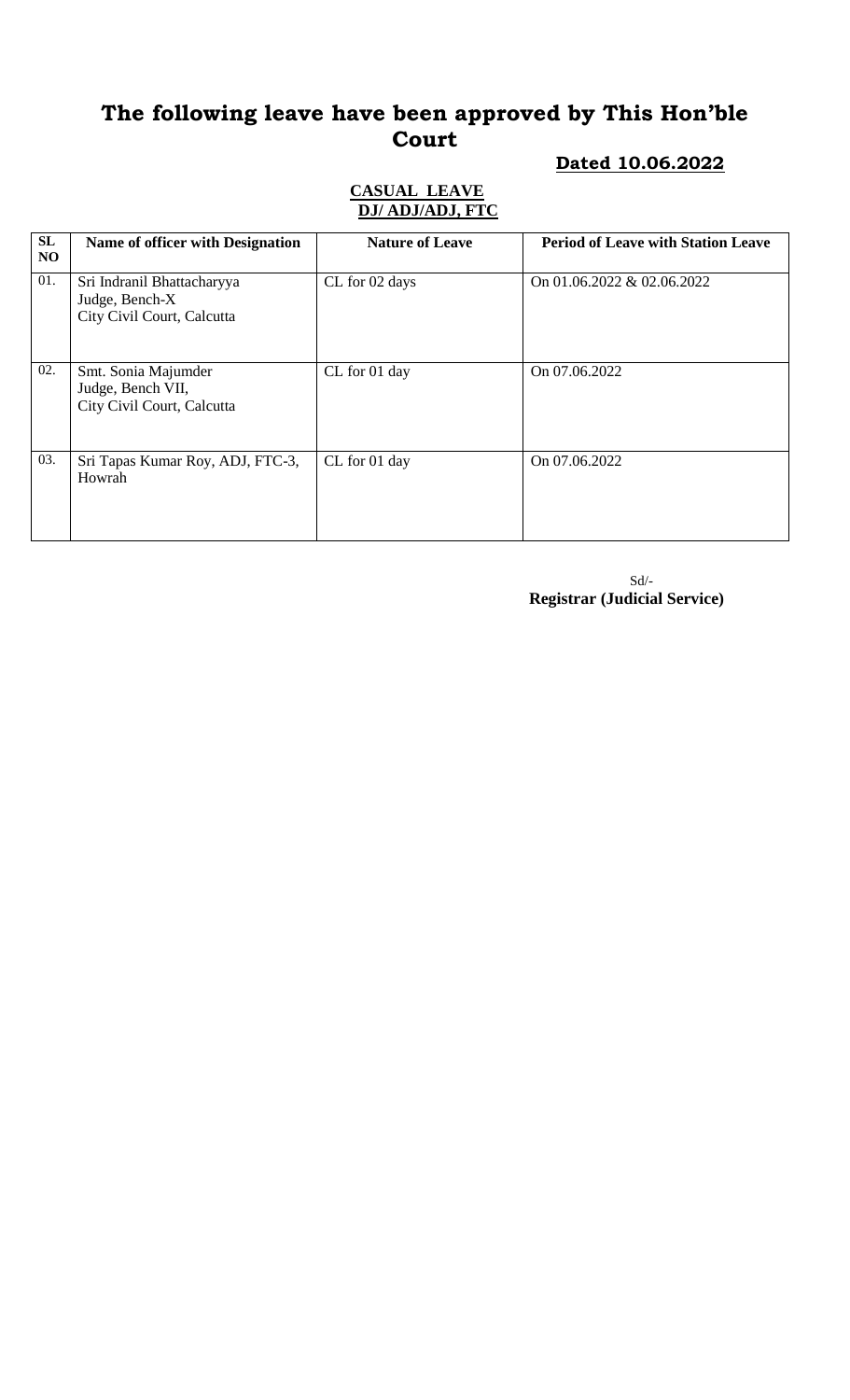# The following leave have been approved by This Hon'ble Court

**Dated 10.06.2022**

**CASUAL LEAVE**
**DJ/ ADJ/ADJ, FTC**

| SL NO | Name of officer with Designation | Nature of Leave | Period of Leave with Station Leave |
|---|---|---|---|
| 01. | Sri Indranil Bhattacharyya<br>Judge, Bench-X<br>City Civil Court, Calcutta | CL for 02 days | On 01.06.2022 & 02.06.2022 |
| 02. | Smt. Sonia Majumder<br>Judge, Bench VII,<br>City Civil Court, Calcutta | CL for 01 day | On 07.06.2022 |
| 03. | Sri Tapas Kumar Roy, ADJ, FTC-3,<br>Howrah | CL for 01 day | On 07.06.2022 |

Sd/-
**Registrar (Judicial Service)**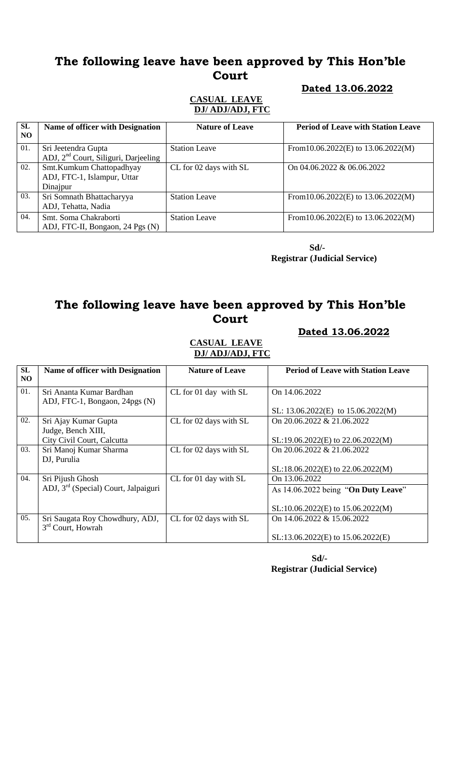# The following leave have been approved by This Hon'ble Court

**Dated 13.06.2022**

**CASUAL LEAVE**
**DJ/ ADJ/ADJ, FTC**

| SL NO | Name of officer with Designation | Nature of Leave | Period of Leave with Station Leave |
|---|---|---|---|
| 01. | Sri Jeetendra Gupta<br>ADJ, 2nd Court, Siliguri, Darjeeling | Station Leave | From10.06.2022(E) to 13.06.2022(M) |
| 02. | Smt.Kumkum Chattopadhyay<br>ADJ, FTC-1, Islampur, Uttar Dinajpur | CL for 02 days with SL | On 04.06.2022 & 06.06.2022 |
| 03. | Sri Somnath Bhattacharyya<br>ADJ, Tehatta, Nadia | Station Leave | From10.06.2022(E) to 13.06.2022(M) |
| 04. | Smt. Soma Chakraborti<br>ADJ, FTC-II, Bongaon, 24 Pgs (N) | Station Leave | From10.06.2022(E) to 13.06.2022(M) |

**Sd/-**
**Registrar (Judicial Service)**

# The following leave have been approved by This Hon'ble Court

**Dated 13.06.2022**

**CASUAL LEAVE**
**DJ/ ADJ/ADJ, FTC**

| SL NO | Name of officer with Designation | Nature of Leave | Period of Leave with Station Leave |
|---|---|---|---|
| 01. | Sri Ananta Kumar Bardhan<br>ADJ, FTC-1, Bongaon, 24pgs (N) | CL for 01 day with SL | On 14.06.2022<br><br>SL: 13.06.2022(E) to 15.06.2022(M) |
| 02. | Sri Ajay Kumar Gupta<br>Judge, Bench XIII,<br>City Civil Court, Calcutta | CL for 02 days with SL | On 20.06.2022 & 21.06.2022<br><br>SL:19.06.2022(E) to 22.06.2022(M) |
| 03. | Sri Manoj Kumar Sharma<br>DJ, Purulia | CL for 02 days with SL | On 20.06.2022 & 21.06.2022<br><br>SL:18.06.2022(E) to 22.06.2022(M) |
| 04. | Sri Pijush Ghosh<br>ADJ, 3rd (Special) Court, Jalpaiguri | CL for 01 day with SL | On 13.06.2022<br>As 14.06.2022 being "**On Duty Leave**"<br><br>SL:10.06.2022(E) to 15.06.2022(M) |
| 05. | Sri Saugata Roy Chowdhury, ADJ, 3rd Court, Howrah | CL for 02 days with SL | On 14.06.2022 & 15.06.2022<br><br>SL:13.06.2022(E) to 15.06.2022(E) |

**Sd/-**
**Registrar (Judicial Service)**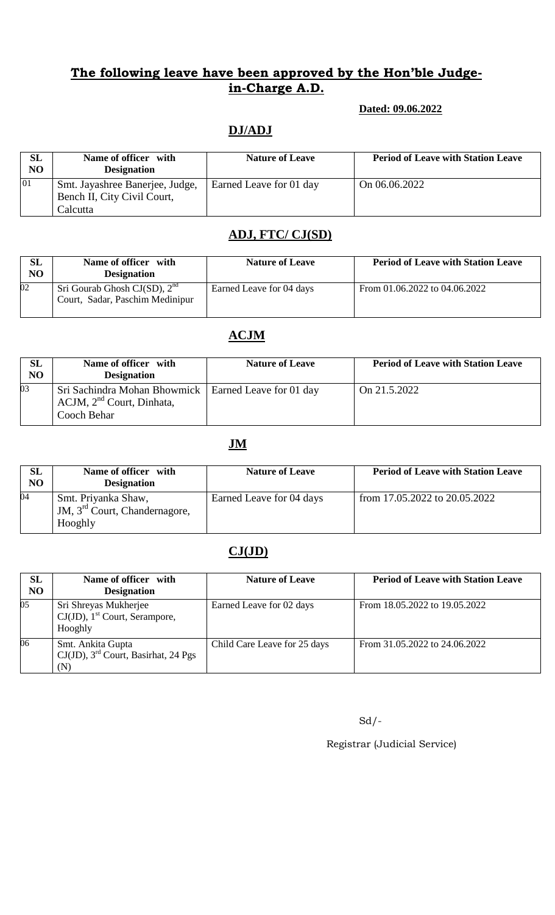## The following leave have been approved by the Hon'ble Judge-in-Charge A.D.

**Dated: 09.06.2022**

### DJ/ADJ

| SL NO | Name of officer with Designation | Nature of Leave | Period of Leave with Station Leave |
|---|---|---|---|
| 01 | Smt. Jayashree Banerjee, Judge, Bench II, City Civil Court, Calcutta | Earned Leave for 01 day | On 06.06.2022 |

### ADJ, FTC/ CJ(SD)

| SL NO | Name of officer with Designation | Nature of Leave | Period of Leave with Station Leave |
|---|---|---|---|
| 02 | Sri Gourab Ghosh CJ(SD), 2nd Court, Sadar, Paschim Medinipur | Earned Leave for 04 days | From 01.06.2022 to 04.06.2022 |

### ACJM

| SL NO | Name of officer with Designation | Nature of Leave | Period of Leave with Station Leave |
|---|---|---|---|
| 03 | Sri Sachindra Mohan Bhowmick ACJM, 2nd Court, Dinhata, Cooch Behar | Earned Leave for 01 day | On 21.5.2022 |

### JM

| SL NO | Name of officer with Designation | Nature of Leave | Period of Leave with Station Leave |
|---|---|---|---|
| 04 | Smt. Priyanka Shaw, JM, 3rd Court, Chandernagore, Hooghly | Earned Leave for 04 days | from 17.05.2022 to 20.05.2022 |

### CJ(JD)

| SL NO | Name of officer with Designation | Nature of Leave | Period of Leave with Station Leave |
|---|---|---|---|
| 05 | Sri Shreyas Mukherjee CJ(JD), 1st Court, Serampore, Hooghly | Earned Leave for 02 days | From 18.05.2022 to 19.05.2022 |
| 06 | Smt. Ankita Gupta CJ(JD), 3rd Court, Basirhat, 24 Pgs (N) | Child Care Leave for 25 days | From 31.05.2022 to 24.06.2022 |

Sd/-

Registrar (Judicial Service)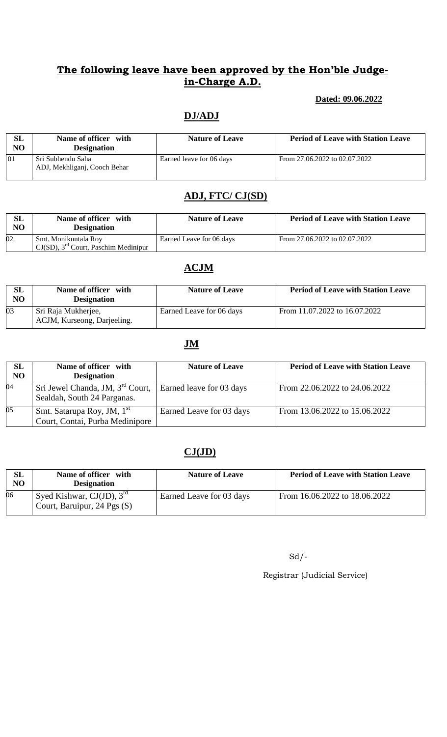## The following leave have been approved by the Hon'ble Judge-in-Charge A.D.

**Dated: 09.06.2022**

### DJ/ADJ

| SL NO | Name of officer with Designation | Nature of Leave | Period of Leave with Station Leave |
|---|---|---|---|
| 01 | Sri Subhendu Saha<br>ADJ, Mekhliganj, Cooch Behar | Earned leave for 06 days | From 27.06.2022 to 02.07.2022 |

### ADJ, FTC/ CJ(SD)

| SL NO | Name of officer with Designation | Nature of Leave | Period of Leave with Station Leave |
|---|---|---|---|
| 02 | Smt. Monikuntala Roy<br>CJ(SD), 3rd Court, Paschim Medinipur | Earned Leave for 06 days | From 27.06.2022 to 02.07.2022 |

### ACJM

| SL NO | Name of officer with Designation | Nature of Leave | Period of Leave with Station Leave |
|---|---|---|---|
| 03 | Sri Raja Mukherjee,<br>ACJM, Kurseong, Darjeeling. | Earned Leave for 06 days | From 11.07.2022 to 16.07.2022 |

### JM

| SL NO | Name of officer with Designation | Nature of Leave | Period of Leave with Station Leave |
|---|---|---|---|
| 04 | Sri Jewel Chanda, JM, 3rd Court, Sealdah, South 24 Parganas. | Earned leave for 03 days | From 22.06.2022 to 24.06.2022 |
| 05 | Smt. Satarupa Roy, JM, 1st Court, Contai, Purba Medinipore | Earned Leave for 03 days | From 13.06.2022 to 15.06.2022 |

### CJ(JD)

| SL NO | Name of officer with Designation | Nature of Leave | Period of Leave with Station Leave |
|---|---|---|---|
| 06 | Syed Kishwar, CJ(JD), 3rd Court, Baruipur, 24 Pgs (S) | Earned Leave for 03 days | From 16.06.2022 to 18.06.2022 |

Sd/-

Registrar (Judicial Service)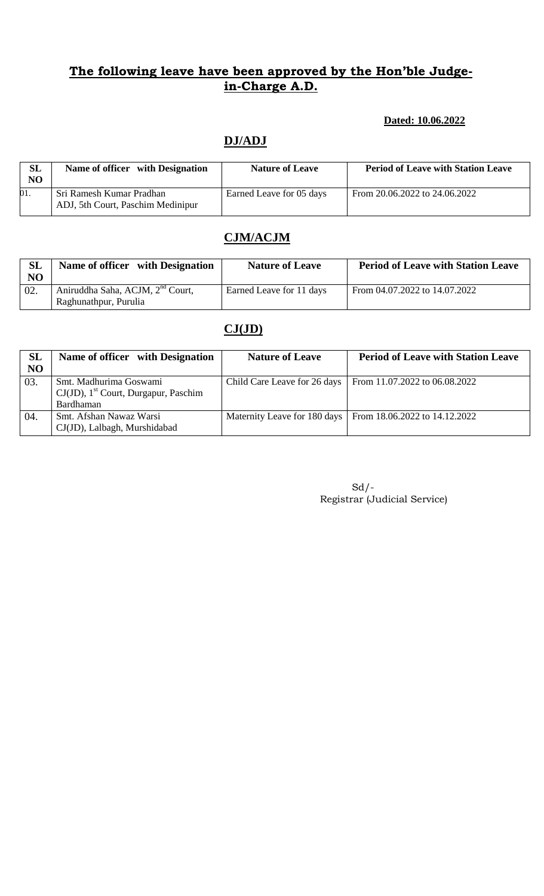## The following leave have been approved by the Hon'ble Judge-in-Charge A.D.

**Dated: 10.06.2022**

### DJ/ADJ

| SL NO | Name of officer with Designation | Nature of Leave | Period of Leave with Station Leave |
|---|---|---|---|
| 01. | Sri Ramesh Kumar Pradhan ADJ, 5th Court, Paschim Medinipur | Earned Leave for 05 days | From 20.06.2022 to 24.06.2022 |

### CJM/ACJM

| SL NO | Name of officer with Designation | Nature of Leave | Period of Leave with Station Leave |
|---|---|---|---|
| 02. | Aniruddha Saha, ACJM, 2nd Court, Raghunathpur, Purulia | Earned Leave for 11 days | From 04.07.2022 to 14.07.2022 |

### CJ(JD)

| SL NO | Name of officer with Designation | Nature of Leave | Period of Leave with Station Leave |
|---|---|---|---|
| 03. | Smt. Madhurima Goswami CJ(JD), 1st Court, Durgapur, Paschim Bardhaman | Child Care Leave for 26 days | From 11.07.2022 to 06.08.2022 |
| 04. | Smt. Afshan Nawaz Warsi CJ(JD), Lalbagh, Murshidabad | Maternity Leave for 180 days | From 18.06.2022 to 14.12.2022 |

Sd/-
Registrar (Judicial Service)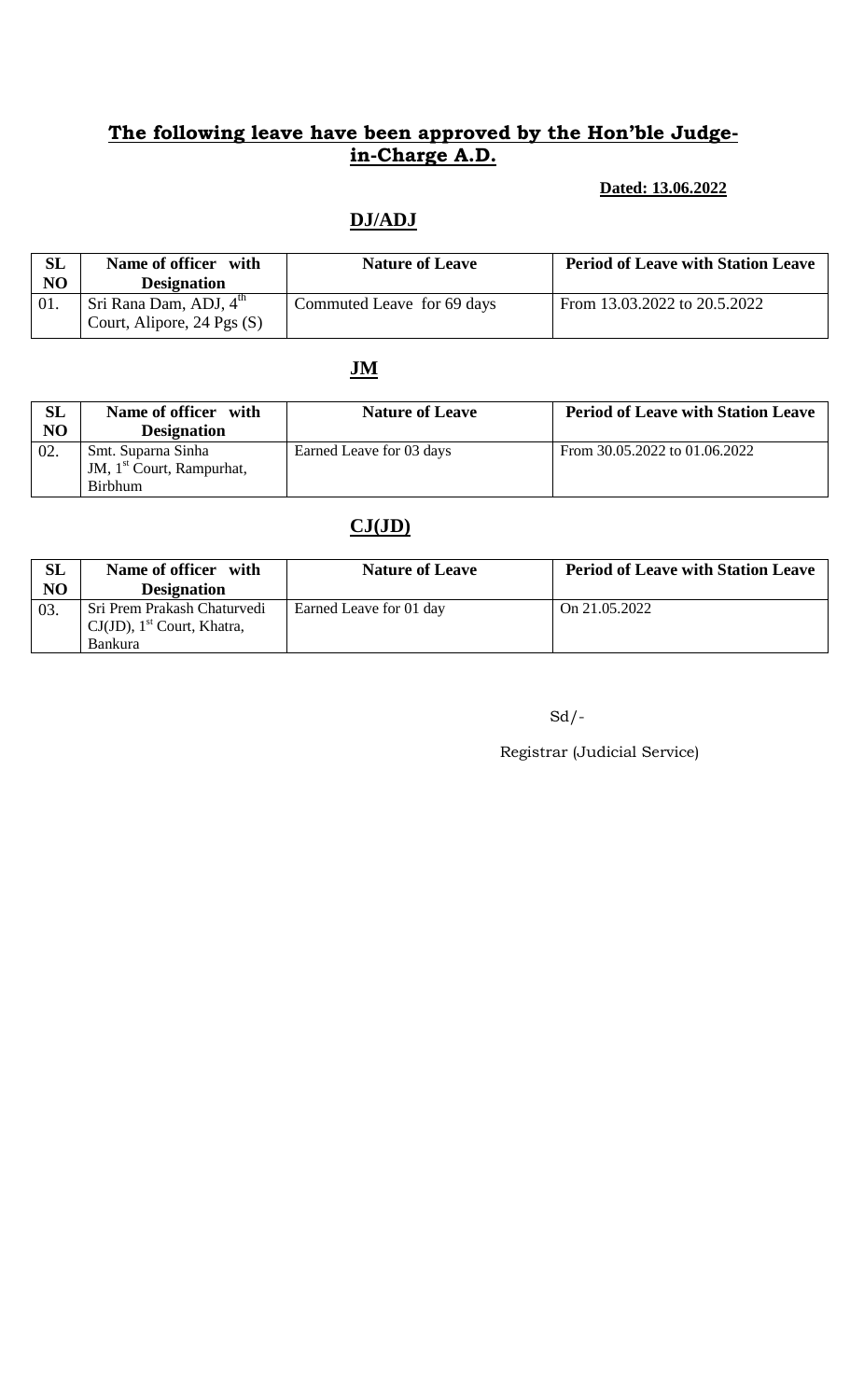# The following leave have been approved by the Hon'ble Judge-in-Charge A.D.

**Dated: 13.06.2022**

## DJ/ADJ

| SL NO | Name of officer with Designation | Nature of Leave | Period of Leave with Station Leave |
|---|---|---|---|
| 01. | Sri Rana Dam, ADJ, 4th Court, Alipore, 24 Pgs (S) | Commuted Leave for 69 days | From 13.03.2022 to 20.5.2022 |

## JM

| SL NO | Name of officer with Designation | Nature of Leave | Period of Leave with Station Leave |
|---|---|---|---|
| 02. | Smt. Suparna Sinha JM, 1st Court, Rampurhat, Birbhum | Earned Leave for 03 days | From 30.05.2022 to 01.06.2022 |

## CJ(JD)

| SL NO | Name of officer with Designation | Nature of Leave | Period of Leave with Station Leave |
|---|---|---|---|
| 03. | Sri Prem Prakash Chaturvedi CJ(JD), 1st Court, Khatra, Bankura | Earned Leave for 01 day | On 21.05.2022 |

Sd/-

Registrar (Judicial Service)